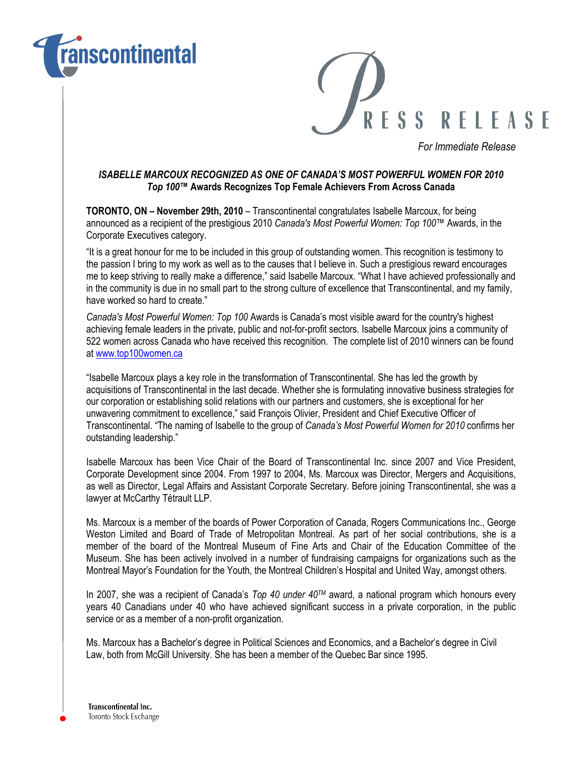transcontinental

PRESS RELEASE

*For Immediate Release*

***ISABELLE MARCOUX RECOGNIZED AS ONE OF CANADA'S MOST POWERFUL WOMEN FOR 2010***
***Top 100™* Awards Recognizes Top Female Achievers From Across Canada**

**TORONTO, ON – November 29th, 2010** – Transcontinental congratulates Isabelle Marcoux, for being announced as a recipient of the prestigious 2010 *Canada's Most Powerful Women: Top 100*™ Awards, in the Corporate Executives category.

"It is a great honour for me to be included in this group of outstanding women. This recognition is testimony to the passion I bring to my work as well as to the causes that I believe in. Such a prestigious reward encourages me to keep striving to really make a difference," said Isabelle Marcoux. "What I have achieved professionally and in the community is due in no small part to the strong culture of excellence that Transcontinental, and my family, have worked so hard to create."

*Canada's Most Powerful Women: Top 100* Awards is Canada's most visible award for the country's highest achieving female leaders in the private, public and not-for-profit sectors. Isabelle Marcoux joins a community of 522 women across Canada who have received this recognition. The complete list of 2010 winners can be found at www.top100women.ca

"Isabelle Marcoux plays a key role in the transformation of Transcontinental. She has led the growth by acquisitions of Transcontinental in the last decade. Whether she is formulating innovative business strategies for our corporation or establishing solid relations with our partners and customers, she is exceptional for her unwavering commitment to excellence," said François Olivier, President and Chief Executive Officer of Transcontinental. "The naming of Isabelle to the group of *Canada's Most Powerful Women for 2010* confirms her outstanding leadership."

Isabelle Marcoux has been Vice Chair of the Board of Transcontinental Inc. since 2007 and Vice President, Corporate Development since 2004. From 1997 to 2004, Ms. Marcoux was Director, Mergers and Acquisitions, as well as Director, Legal Affairs and Assistant Corporate Secretary. Before joining Transcontinental, she was a lawyer at McCarthy Tétrault LLP.

Ms. Marcoux is a member of the boards of Power Corporation of Canada, Rogers Communications Inc., George Weston Limited and Board of Trade of Metropolitan Montreal. As part of her social contributions, she is a member of the board of the Montreal Museum of Fine Arts and Chair of the Education Committee of the Museum. She has been actively involved in a number of fundraising campaigns for organizations such as the Montreal Mayor's Foundation for the Youth, the Montreal Children's Hospital and United Way, amongst others.

In 2007, she was a recipient of Canada's *Top 40 under 40*™ award, a national program which honours every years 40 Canadians under 40 who have achieved significant success in a private corporation, in the public service or as a member of a non-profit organization.

Ms. Marcoux has a Bachelor's degree in Political Sciences and Economics, and a Bachelor's degree in Civil Law, both from McGill University. She has been a member of the Quebec Bar since 1995.

**Transcontinental Inc.**
Toronto Stock Exchange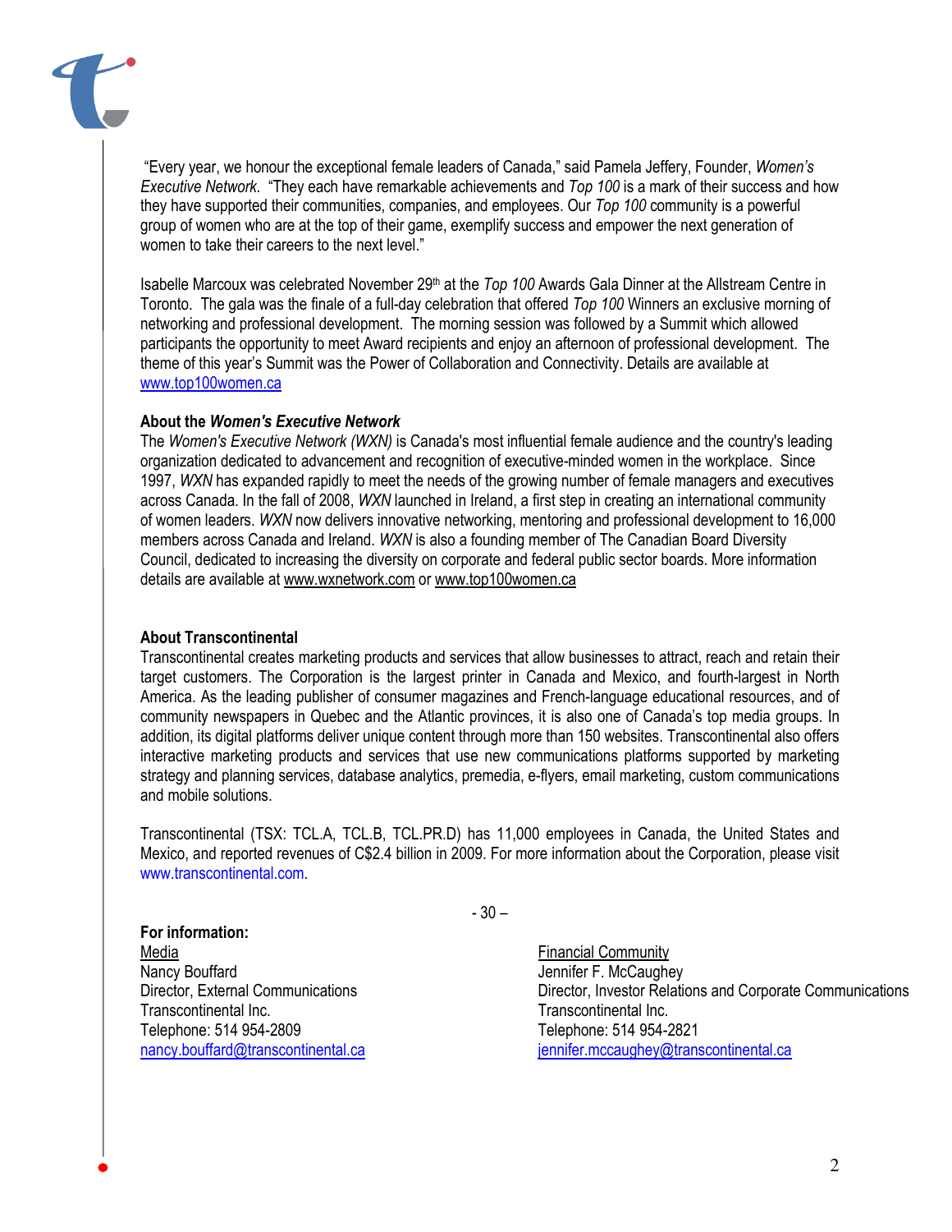"Every year, we honour the exceptional female leaders of Canada," said Pamela Jeffery, Founder, *Women's Executive Network*. "They each have remarkable achievements and *Top 100* is a mark of their success and how they have supported their communities, companies, and employees. Our *Top 100* community is a powerful group of women who are at the top of their game, exemplify success and empower the next generation of women to take their careers to the next level."

Isabelle Marcoux was celebrated November 29th at the *Top 100* Awards Gala Dinner at the Allstream Centre in Toronto. The gala was the finale of a full-day celebration that offered *Top 100* Winners an exclusive morning of networking and professional development. The morning session was followed by a Summit which allowed participants the opportunity to meet Award recipients and enjoy an afternoon of professional development. The theme of this year's Summit was the Power of Collaboration and Connectivity. Details are available at www.top100women.ca

**About the *Women's Executive Network***

The *Women's Executive Network (WXN)* is Canada's most influential female audience and the country's leading organization dedicated to advancement and recognition of executive-minded women in the workplace. Since 1997, *WXN* has expanded rapidly to meet the needs of the growing number of female managers and executives across Canada. In the fall of 2008, *WXN* launched in Ireland, a first step in creating an international community of women leaders. *WXN* now delivers innovative networking, mentoring and professional development to 16,000 members across Canada and Ireland. *WXN* is also a founding member of The Canadian Board Diversity Council, dedicated to increasing the diversity on corporate and federal public sector boards. More information details are available at www.wxnetwork.com or www.top100women.ca

**About Transcontinental**

Transcontinental creates marketing products and services that allow businesses to attract, reach and retain their target customers. The Corporation is the largest printer in Canada and Mexico, and fourth-largest in North America. As the leading publisher of consumer magazines and French-language educational resources, and of community newspapers in Quebec and the Atlantic provinces, it is also one of Canada's top media groups. In addition, its digital platforms deliver unique content through more than 150 websites. Transcontinental also offers interactive marketing products and services that use new communications platforms supported by marketing strategy and planning services, database analytics, premedia, e-flyers, email marketing, custom communications and mobile solutions.

Transcontinental (TSX: TCL.A, TCL.B, TCL.PR.D) has 11,000 employees in Canada, the United States and Mexico, and reported revenues of C$2.4 billion in 2009. For more information about the Corporation, please visit www.transcontinental.com.

- 30 –

**For information:**

Media
Nancy Bouffard
Director, External Communications
Transcontinental Inc.
Telephone: 514 954-2809
nancy.bouffard@transcontinental.ca

Financial Community
Jennifer F. McCaughey
Director, Investor Relations and Corporate Communications
Transcontinental Inc.
Telephone: 514 954-2821
jennifer.mccaughey@transcontinental.ca